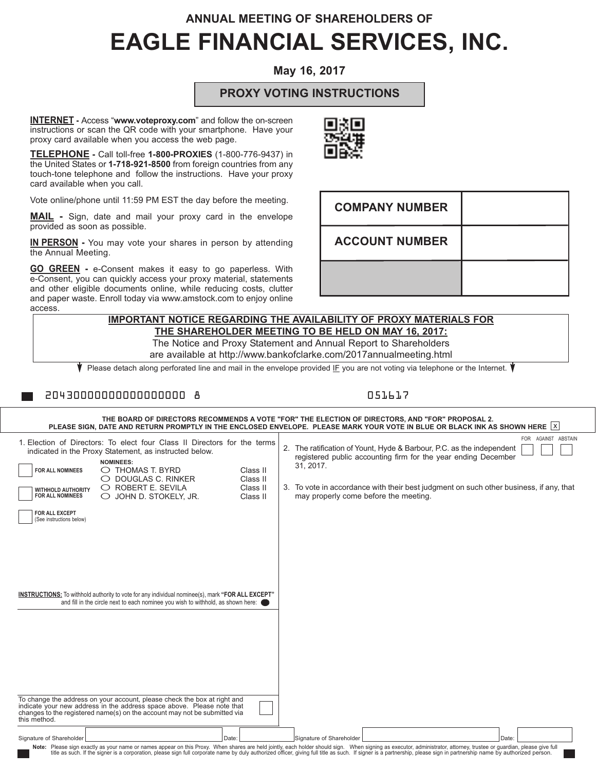ANNUAL MEETING OF SHAREHOLDERS OF

# EAGLE FINANCIAL SERVICES, INC.

**May 16, 2017**

## PROXY VOTING INSTRUCTIONS

**INTERNET -** Access "**www.voteproxy.com**" and follow the on-screen instructions or scan the QR code with your smartphone. Have your proxy card available when you access the web page.

**TELEPHONE -** Call toll-free **1-800-PROXIES** (1-800-776-9437) in the United States or **1-718-921-8500** from foreign countries from any touch-tone telephone and follow the instructions. Have your proxy card available when you call.

Vote online/phone until 11:59 PM EST the day before the meeting.

**MAIL -** Sign, date and mail your proxy card in the envelope provided as soon as possible.

**IN PERSON -** You may vote your shares in person by attending the Annual Meeting.

**GO GREEN -** e-Consent makes it easy to go paperless. With e-Consent, you can quickly access your proxy material, statements and other eligible documents online, while reducing costs, clutter and paper waste. Enroll today via www.amstock.com to enjoy online access.

| COMPANY NUMBER | |
|---|---|
| ACCOUNT NUMBER | |
| | |

**IMPORTANT NOTICE REGARDING THE AVAILABILITY OF PROXY MATERIALS FOR THE SHAREHOLDER MEETING TO BE HELD ON MAY 16, 2017:**
The Notice and Proxy Statement and Annual Report to Shareholders are available at http://www.bankofclarke.com/2017annualmeeting.html

Please detach along perforated line and mail in the envelope provided IF you are not voting via telephone or the Internet.

20430000000000000000 8 051617

**THE BOARD OF DIRECTORS RECOMMENDS A VOTE "FOR" THE ELECTION OF DIRECTORS, AND "FOR" PROPOSAL 2.**
**PLEASE SIGN, DATE AND RETURN PROMPTLY IN THE ENCLOSED ENVELOPE. PLEASE MARK YOUR VOTE IN BLUE OR BLACK INK AS SHOWN HERE** [x]

1. Election of Directors: To elect four Class II Directors for the terms indicated in the Proxy Statement, as instructed below.

☐ **FOR ALL NOMINEES**

☐ **WITHHOLD AUTHORITY FOR ALL NOMINEES**

☐ **FOR ALL EXCEPT** (See instructions below)

**NOMINEES:**

| | Nominee | Class |
|---|---|---|
| ○ | THOMAS T. BYRD | Class II |
| ○ | DOUGLAS C. RINKER | Class II |
| ○ | ROBERT E. SEVILA | Class II |
| ○ | JOHN D. STOKELY, JR. | Class II |

**INSTRUCTIONS:** To withhold authority to vote for any individual nominee(s), mark **"FOR ALL EXCEPT"** and fill in the circle next to each nominee you wish to withhold, as shown here: ●

To change the address on your account, please check the box at right and indicate your new address in the address space above. Please note that changes to the registered name(s) on the account may not be submitted via this method. ☐

| | FOR | AGAINST | ABSTAIN |
|---|---|---|---|
| 2. The ratification of Yount, Hyde & Barbour, P.C. as the independent registered public accounting firm for the year ending December 31, 2017. | ☐ | ☐ | ☐ |

3. To vote in accordance with their best judgment on such other business, if any, that may properly come before the meeting.

Signature of Shareholder ____________ Date: ______ Signature of Shareholder ____________ Date: ______

**Note:** Please sign exactly as your name or names appear on this Proxy. When shares are held jointly, each holder should sign. When signing as executor, administrator, attorney, trustee or guardian, please give full title as such. If the signer is a corporation, please sign full corporate name by duly authorized officer, giving full title as such. If signer is a partnership, please sign in partnership name by authorized person.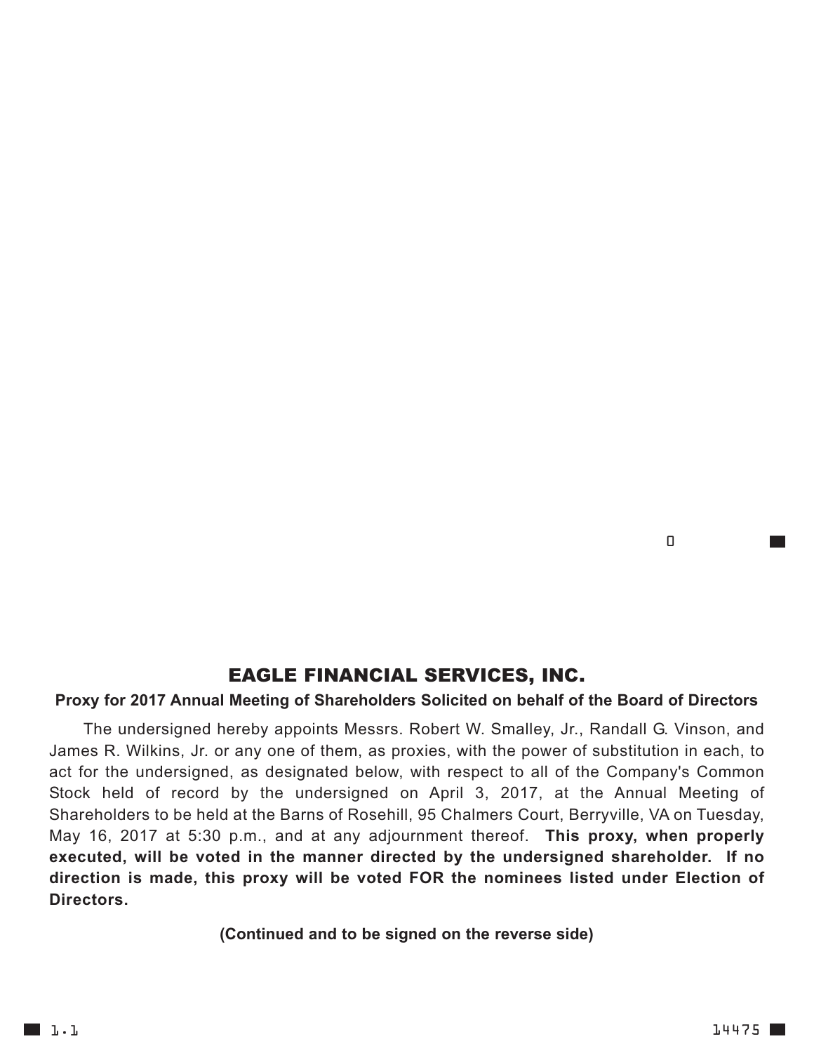# EAGLE FINANCIAL SERVICES, INC.

**Proxy for 2017 Annual Meeting of Shareholders Solicited on behalf of the Board of Directors**

The undersigned hereby appoints Messrs. Robert W. Smalley, Jr., Randall G. Vinson, and James R. Wilkins, Jr. or any one of them, as proxies, with the power of substitution in each, to act for the undersigned, as designated below, with respect to all of the Company's Common Stock held of record by the undersigned on April 3, 2017, at the Annual Meeting of Shareholders to be held at the Barns of Rosehill, 95 Chalmers Court, Berryville, VA on Tuesday, May 16, 2017 at 5:30 p.m., and at any adjournment thereof. **This proxy, when properly executed, will be voted in the manner directed by the undersigned shareholder. If no direction is made, this proxy will be voted FOR the nominees listed under Election of Directors.**

**(Continued and to be signed on the reverse side)**